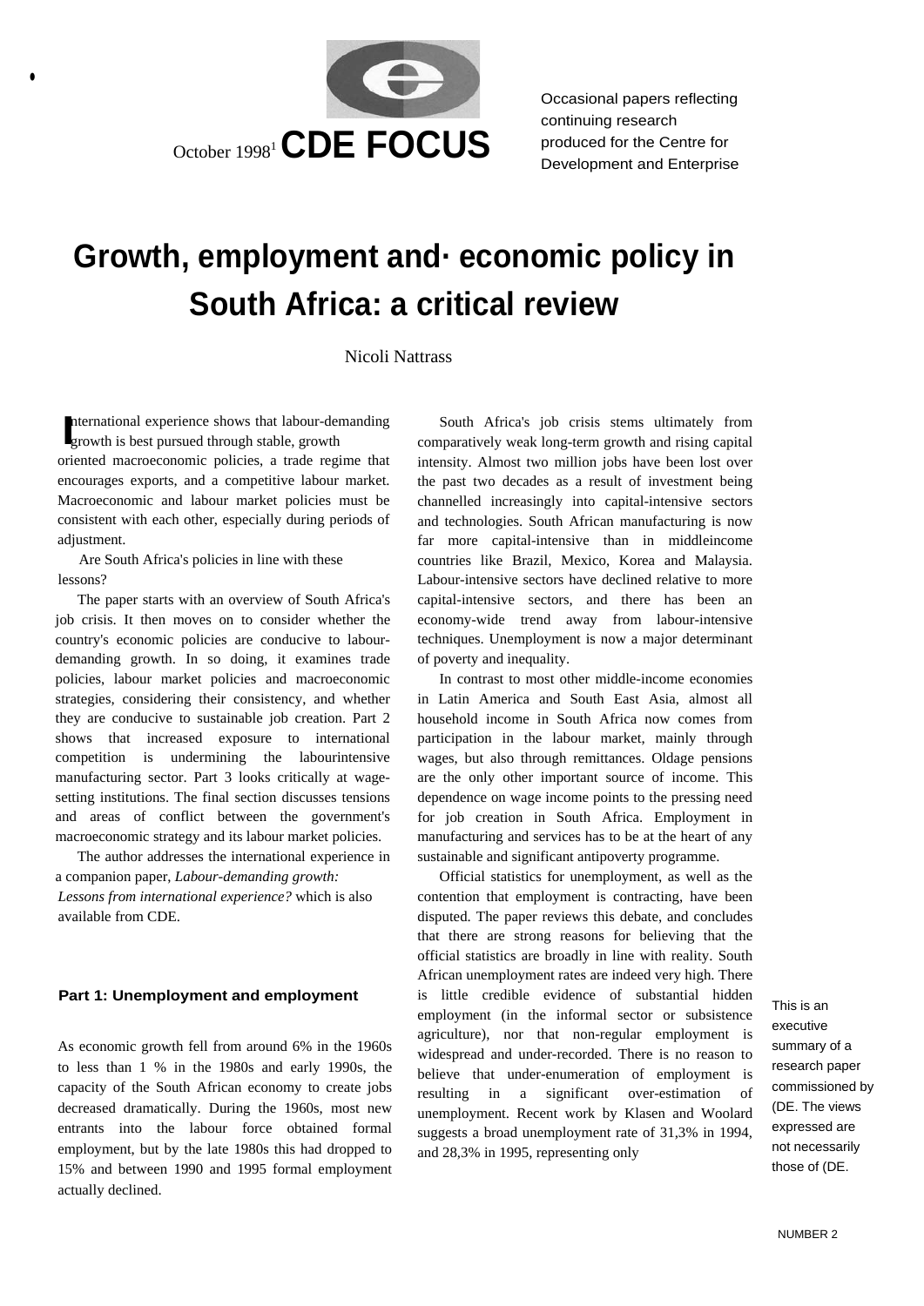October 1998[1] **CDE FOCUS**

Occasional papers reflecting continuing research produced for the Centre for Development and Enterprise

# Growth, employment and economic policy in South Africa: a critical review

Nicoli Nattrass

International experience shows that labour-demanding growth is best pursued through stable, growth oriented macroeconomic policies, a trade regime that encourages exports, and a competitive labour market. Macroeconomic and labour market policies must be consistent with each other, especially during periods of adjustment.

Are South Africa's policies in line with these lessons?

The paper starts with an overview of South Africa's job crisis. It then moves on to consider whether the country's economic policies are conducive to labour-demanding growth. In so doing, it examines trade policies, labour market policies and macroeconomic strategies, considering their consistency, and whether they are conducive to sustainable job creation. Part 2 shows that increased exposure to international competition is undermining the labourintensive manufacturing sector. Part 3 looks critically at wage-setting institutions. The final section discusses tensions and areas of conflict between the government's macroeconomic strategy and its labour market policies.

The author addresses the international experience in a companion paper, *Labour-demanding growth: Lessons from international experience?* which is also available from CDE.

## Part 1: Unemployment and employment

As economic growth fell from around 6% in the 1960s to less than 1 % in the 1980s and early 1990s, the capacity of the South African economy to create jobs decreased dramatically. During the 1960s, most new entrants into the labour force obtained formal employment, but by the late 1980s this had dropped to 15% and between 1990 and 1995 formal employment actually declined.

South Africa's job crisis stems ultimately from comparatively weak long-term growth and rising capital intensity. Almost two million jobs have been lost over the past two decades as a result of investment being channelled increasingly into capital-intensive sectors and technologies. South African manufacturing is now far more capital-intensive than in middleincome countries like Brazil, Mexico, Korea and Malaysia. Labour-intensive sectors have declined relative to more capital-intensive sectors, and there has been an economy-wide trend away from labour-intensive techniques. Unemployment is now a major determinant of poverty and inequality.

In contrast to most other middle-income economies in Latin America and South East Asia, almost all household income in South Africa now comes from participation in the labour market, mainly through wages, but also through remittances. Oldage pensions are the only other important source of income. This dependence on wage income points to the pressing need for job creation in South Africa. Employment in manufacturing and services has to be at the heart of any sustainable and significant antipoverty programme.

Official statistics for unemployment, as well as the contention that employment is contracting, have been disputed. The paper reviews this debate, and concludes that there are strong reasons for believing that the official statistics are broadly in line with reality. South African unemployment rates are indeed very high. There is little credible evidence of substantial hidden employment (in the informal sector or subsistence agriculture), nor that non-regular employment is widespread and under-recorded. There is no reason to believe that under-enumeration of employment is resulting in a significant over-estimation of unemployment. Recent work by Klasen and Woolard suggests a broad unemployment rate of 31,3% in 1994, and 28,3% in 1995, representing only

This is an executive summary of a research paper commissioned by (DE. The views expressed are not necessarily those of (DE.

NUMBER 2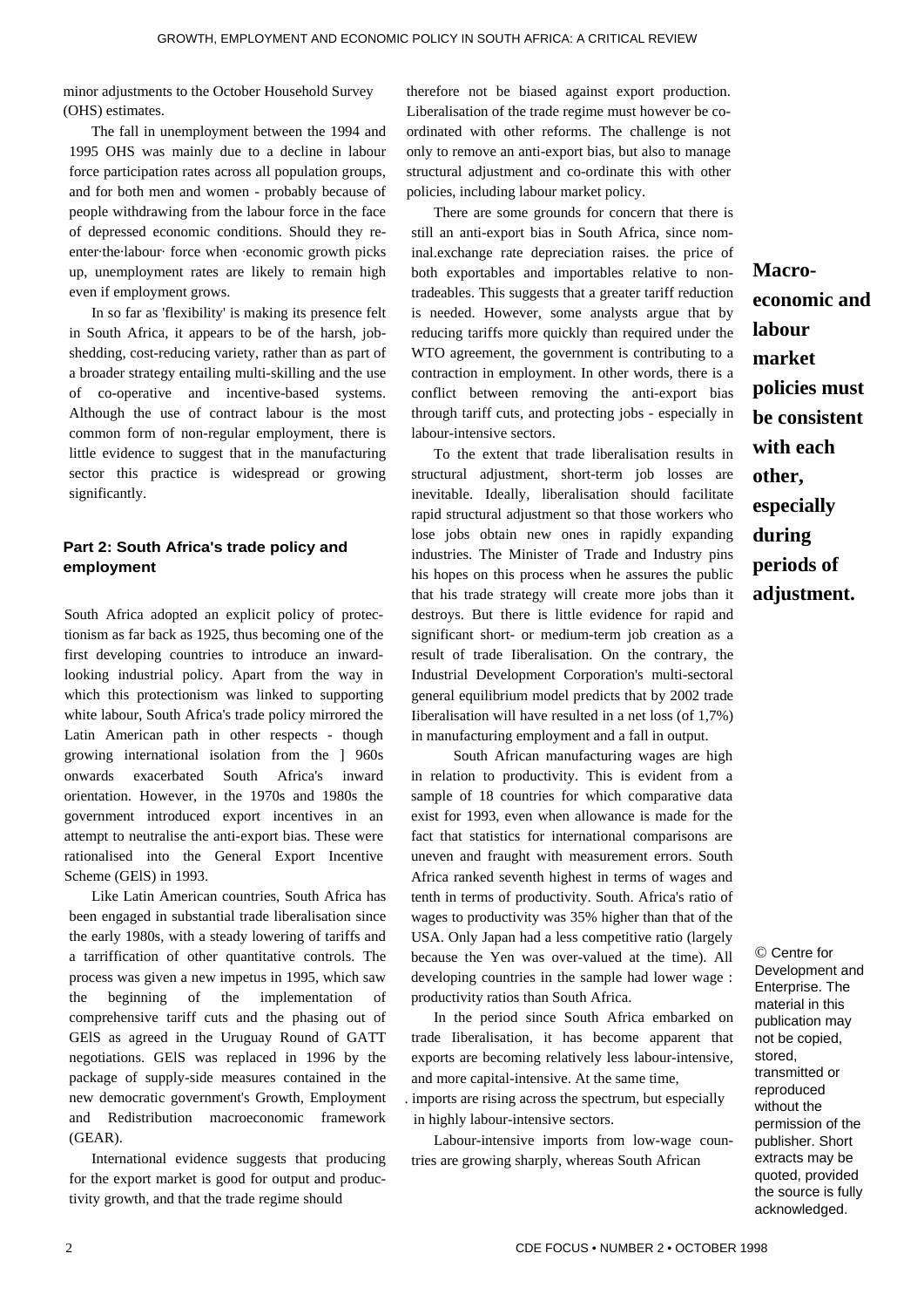minor adjustments to the October Household Survey (OHS) estimates.

The fall in unemployment between the 1994 and 1995 OHS was mainly due to a decline in labour force participation rates across all population groups, and for both men and women - probably because of people withdrawing from the labour force in the face of depressed economic conditions. Should they re-enter the labour force when economic growth picks up, unemployment rates are likely to remain high even if employment grows.

In so far as 'flexibility' is making its presence felt in South Africa, it appears to be of the harsh, job-shedding, cost-reducing variety, rather than as part of a broader strategy entailing multi-skilling and the use of co-operative and incentive-based systems. Although the use of contract labour is the most common form of non-regular employment, there is little evidence to suggest that in the manufacturing sector this practice is widespread or growing significantly.

## Part 2: South Africa's trade policy and employment

South Africa adopted an explicit policy of protectionism as far back as 1925, thus becoming one of the first developing countries to introduce an inward-looking industrial policy. Apart from the way in which this protectionism was linked to supporting white labour, South Africa's trade policy mirrored the Latin American path in other respects - though growing international isolation from the 1960s onwards exacerbated South Africa's inward orientation. However, in the 1970s and 1980s the government introduced export incentives in an attempt to neutralise the anti-export bias. These were rationalised into the General Export Incentive Scheme (GEIS) in 1993.

Like Latin American countries, South Africa has been engaged in substantial trade liberalisation since the early 1980s, with a steady lowering of tariffs and a tarriffication of other quantitative controls. The process was given a new impetus in 1995, which saw the beginning of the implementation of comprehensive tariff cuts and the phasing out of GEIS as agreed in the Uruguay Round of GATT negotiations. GEIS was replaced in 1996 by the package of supply-side measures contained in the new democratic government's Growth, Employment and Redistribution macroeconomic framework (GEAR).

International evidence suggests that producing for the export market is good for output and productivity growth, and that the trade regime should therefore not be biased against export production. Liberalisation of the trade regime must however be co-ordinated with other reforms. The challenge is not only to remove an anti-export bias, but also to manage structural adjustment and co-ordinate this with other policies, including labour market policy.

There are some grounds for concern that there is still an anti-export bias in South Africa, since nominal exchange rate depreciation raises the price of both exportables and importables relative to non-tradeables. This suggests that a greater tariff reduction is needed. However, some analysts argue that by reducing tariffs more quickly than required under the WTO agreement, the government is contributing to a contraction in employment. In other words, there is a conflict between removing the anti-export bias through tariff cuts, and protecting jobs - especially in labour-intensive sectors.

**Macro-economic and labour market policies must be consistent with each other, especially during periods of adjustment.**

To the extent that trade liberalisation results in structural adjustment, short-term job losses are inevitable. Ideally, liberalisation should facilitate rapid structural adjustment so that those workers who lose jobs obtain new ones in rapidly expanding industries. The Minister of Trade and Industry pins his hopes on this process when he assures the public that his trade strategy will create more jobs than it destroys. But there is little evidence for rapid and significant short- or medium-term job creation as a result of trade liberalisation. On the contrary, the Industrial Development Corporation's multi-sectoral general equilibrium model predicts that by 2002 trade liberalisation will have resulted in a net loss (of 1,7%) in manufacturing employment and a fall in output.

South African manufacturing wages are high in relation to productivity. This is evident from a sample of 18 countries for which comparative data exist for 1993, even when allowance is made for the fact that statistics for international comparisons are uneven and fraught with measurement errors. South Africa ranked seventh highest in terms of wages and tenth in terms of productivity. South Africa's ratio of wages to productivity was 35% higher than that of the USA. Only Japan had a less competitive ratio (largely because the Yen was over-valued at the time). All developing countries in the sample had lower wage : productivity ratios than South Africa.

In the period since South Africa embarked on trade liberalisation, it has become apparent that exports are becoming relatively less labour-intensive, and more capital-intensive. At the same time, imports are rising across the spectrum, but especially in highly labour-intensive sectors.

Labour-intensive imports from low-wage countries are growing sharply, whereas South African

© Centre for Development and Enterprise. The material in this publication may not be copied, stored, transmitted or reproduced without the permission of the publisher. Short extracts may be quoted, provided the source is fully acknowledged.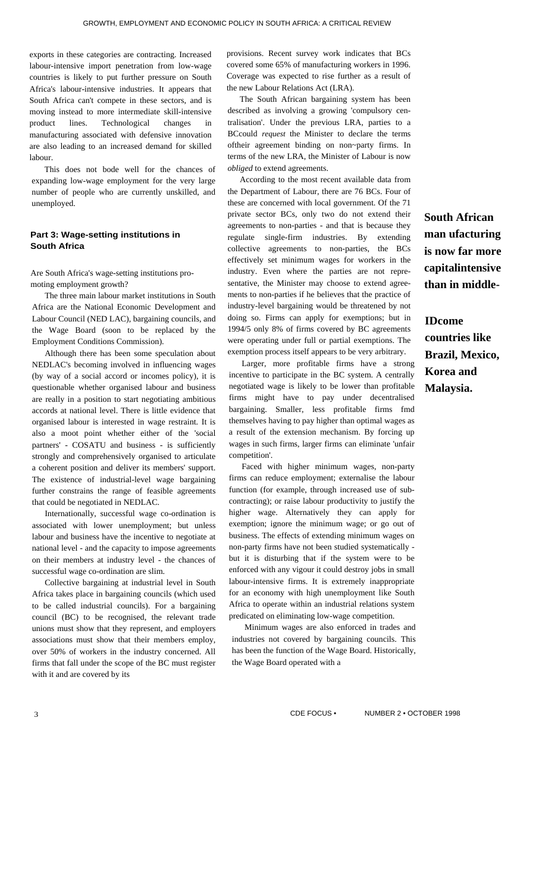exports in these categories are contracting. Increased labour-intensive import penetration from low-wage countries is likely to put further pressure on South Africa's labour-intensive industries. It appears that South Africa can't compete in these sectors, and is moving instead to more intermediate skill-intensive product lines. Technological changes in manufacturing associated with defensive innovation are also leading to an increased demand for skilled labour.

This does not bode well for the chances of expanding low-wage employment for the very large number of people who are currently unskilled, and unemployed.

## Part 3: Wage-setting institutions in South Africa

Are South Africa's wage-setting institutions promoting employment growth?

The three main labour market institutions in South Africa are the National Economic Development and Labour Council (NED LAC), bargaining councils, and the Wage Board (soon to be replaced by the Employment Conditions Commission).

Although there has been some speculation about NEDLAC's becoming involved in influencing wages (by way of a social accord or incomes policy), it is questionable whether organised labour and business are really in a position to start negotiating ambitious accords at national level. There is little evidence that organised labour is interested in wage restraint. It is also a moot point whether either of the 'social partners' - COSATU and business - is sufficiently strongly and comprehensively organised to articulate a coherent position and deliver its members' support. The existence of industrial-level wage bargaining further constrains the range of feasible agreements that could be negotiated in NEDLAC.

Internationally, successful wage co-ordination is associated with lower unemployment; but unless labour and business have the incentive to negotiate at national level - and the capacity to impose agreements on their members at industry level - the chances of successful wage co-ordination are slim.

Collective bargaining at industrial level in South Africa takes place in bargaining councils (which used to be called industrial councils). For a bargaining council (BC) to be recognised, the relevant trade unions must show that they represent, and employers associations must show that their members employ, over 50% of workers in the industry concerned. All firms that fall under the scope of the BC must register with it and are covered by its provisions. Recent survey work indicates that BCs covered some 65% of manufacturing workers in 1996. Coverage was expected to rise further as a result of the new Labour Relations Act (LRA).

The South African bargaining system has been described as involving a growing 'compulsory centralisation'. Under the previous LRA, parties to a BCcould *request* the Minister to declare the terms oftheir agreement binding on non~party firms. In terms of the new LRA, the Minister of Labour is now *obliged* to extend agreements.

According to the most recent available data from the Department of Labour, there are 76 BCs. Four of these are concerned with local government. Of the 71 private sector BCs, only two do not extend their agreements to non-parties - and that is because they regulate single-firm industries. By extending collective agreements to non-parties, the BCs effectively set minimum wages for workers in the industry. Even where the parties are not representative, the Minister may choose to extend agreements to non-parties if he believes that the practice of industry-level bargaining would be threatened by not doing so. Firms can apply for exemptions; but in 1994/5 only 8% of firms covered by BC agreements were operating under full or partial exemptions. The exemption process itself appears to be very arbitrary.

**South African man ufacturing is now far more capitalintensive than in middle-IDcome countries like Brazil, Mexico, Korea and Malaysia.**

Larger, more profitable firms have a strong incentive to participate in the BC system. A centrally negotiated wage is likely to be lower than profitable firms might have to pay under decentralised bargaining. Smaller, less profitable firms fmd themselves having to pay higher than optimal wages as a result of the extension mechanism. By forcing up wages in such firms, larger firms can eliminate 'unfair competition'.

Faced with higher minimum wages, non-party firms can reduce employment; externalise the labour function (for example, through increased use of sub-contracting); or raise labour productivity to justify the higher wage. Alternatively they can apply for exemption; ignore the minimum wage; or go out of business. The effects of extending minimum wages on non-party firms have not been studied systematically - but it is disturbing that if the system were to be enforced with any vigour it could destroy jobs in small labour-intensive firms. It is extremely inappropriate for an economy with high unemployment like South Africa to operate within an industrial relations system predicated on eliminating low-wage competition.

Minimum wages are also enforced in trades and industries not covered by bargaining councils. This has been the function of the Wage Board. Historically, the Wage Board operated with a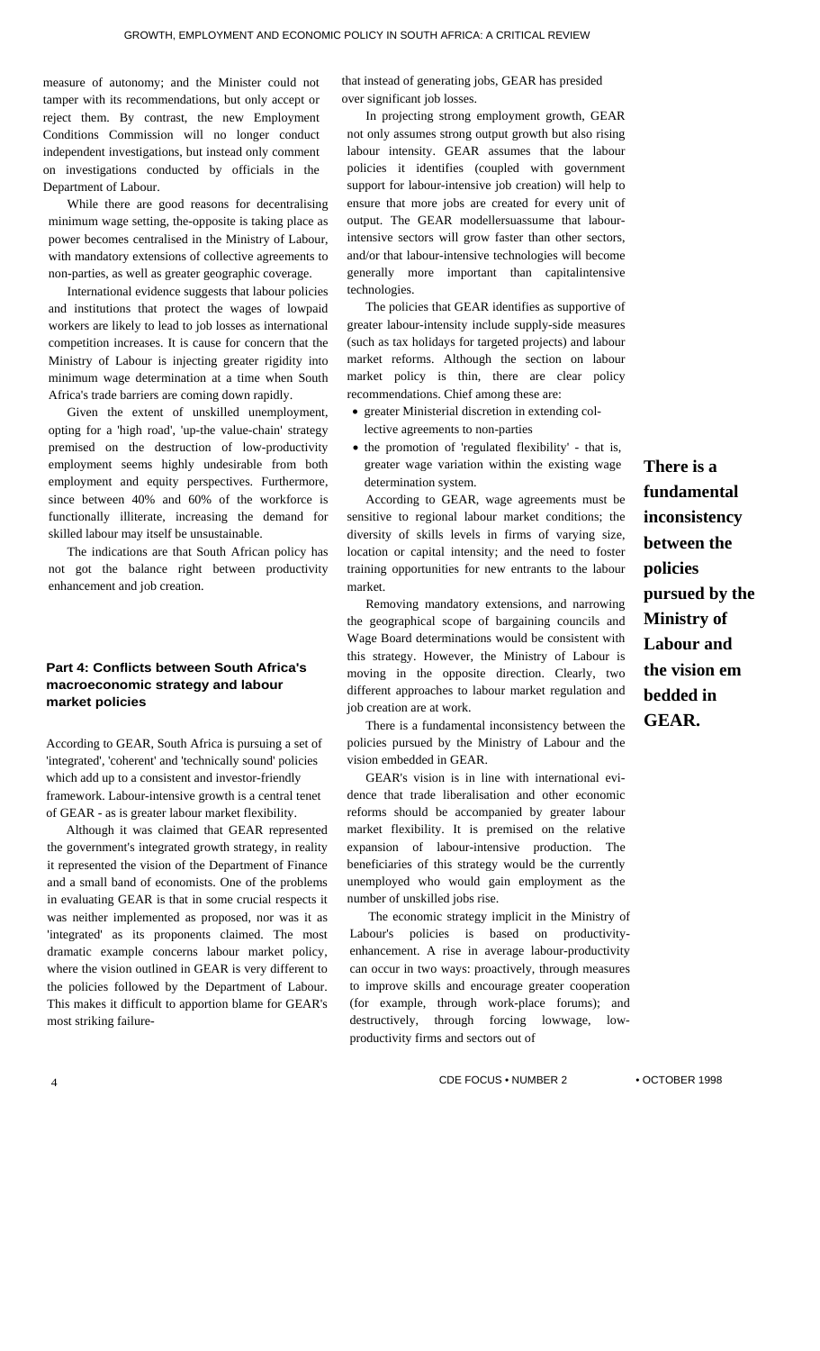measure of autonomy; and the Minister could not tamper with its recommendations, but only accept or reject them. By contrast, the new Employment Conditions Commission will no longer conduct independent investigations, but instead only comment on investigations conducted by officials in the Department of Labour.

While there are good reasons for decentralising minimum wage setting, the-opposite is taking place as power becomes centralised in the Ministry of Labour, with mandatory extensions of collective agreements to non-parties, as well as greater geographic coverage.

International evidence suggests that labour policies and institutions that protect the wages of lowpaid workers are likely to lead to job losses as international competition increases. It is cause for concern that the Ministry of Labour is injecting greater rigidity into minimum wage determination at a time when South Africa's trade barriers are coming down rapidly.

Given the extent of unskilled unemployment, opting for a 'high road', 'up-the value-chain' strategy premised on the destruction of low-productivity employment seems highly undesirable from both employment and equity perspectives. Furthermore, since between 40% and 60% of the workforce is functionally illiterate, increasing the demand for skilled labour may itself be unsustainable.

The indications are that South African policy has not got the balance right between productivity enhancement and job creation.

## Part 4: Conflicts between South Africa's macroeconomic strategy and labour market policies

According to GEAR, South Africa is pursuing a set of 'integrated', 'coherent' and 'technically sound' policies which add up to a consistent and investor-friendly framework. Labour-intensive growth is a central tenet of GEAR - as is greater labour market flexibility.

Although it was claimed that GEAR represented the government's integrated growth strategy, in reality it represented the vision of the Department of Finance and a small band of economists. One of the problems in evaluating GEAR is that in some crucial respects it was neither implemented as proposed, nor was it as 'integrated' as its proponents claimed. The most dramatic example concerns labour market policy, where the vision outlined in GEAR is very different to the policies followed by the Department of Labour. This makes it difficult to apportion blame for GEAR's most striking failure- that instead of generating jobs, GEAR has presided over significant job losses.

In projecting strong employment growth, GEAR not only assumes strong output growth but also rising labour intensity. GEAR assumes that the labour policies it identifies (coupled with government support for labour-intensive job creation) will help to ensure that more jobs are created for every unit of output. The GEAR modellersuassume that labour-intensive sectors will grow faster than other sectors, and/or that labour-intensive technologies will become generally more important than capitalintensive technologies.

The policies that GEAR identifies as supportive of greater labour-intensity include supply-side measures (such as tax holidays for targeted projects) and labour market reforms. Although the section on labour market policy is thin, there are clear policy recommendations. Chief among these are:

- greater Ministerial discretion in extending collective agreements to non-parties
- the promotion of 'regulated flexibility' - that is, greater wage variation within the existing wage determination system.

According to GEAR, wage agreements must be sensitive to regional labour market conditions; the diversity of skills levels in firms of varying size, location or capital intensity; and the need to foster training opportunities for new entrants to the labour market.

Removing mandatory extensions, and narrowing the geographical scope of bargaining councils and Wage Board determinations would be consistent with this strategy. However, the Ministry of Labour is moving in the opposite direction. Clearly, two different approaches to labour market regulation and job creation are at work.

There is a fundamental inconsistency between the policies pursued by the Ministry of Labour and the vision embedded in GEAR.

**There is a fundamental inconsistency between the policies pursued by the Ministry of Labour and the vision em bedded in GEAR.**

GEAR's vision is in line with international evidence that trade liberalisation and other economic reforms should be accompanied by greater labour market flexibility. It is premised on the relative expansion of labour-intensive production. The beneficiaries of this strategy would be the currently unemployed who would gain employment as the number of unskilled jobs rise.

The economic strategy implicit in the Ministry of Labour's policies is based on productivity-enhancement. A rise in average labour-productivity can occur in two ways: proactively, through measures to improve skills and encourage greater cooperation (for example, through work-place forums); and destructively, through forcing lowwage, low-productivity firms and sectors out of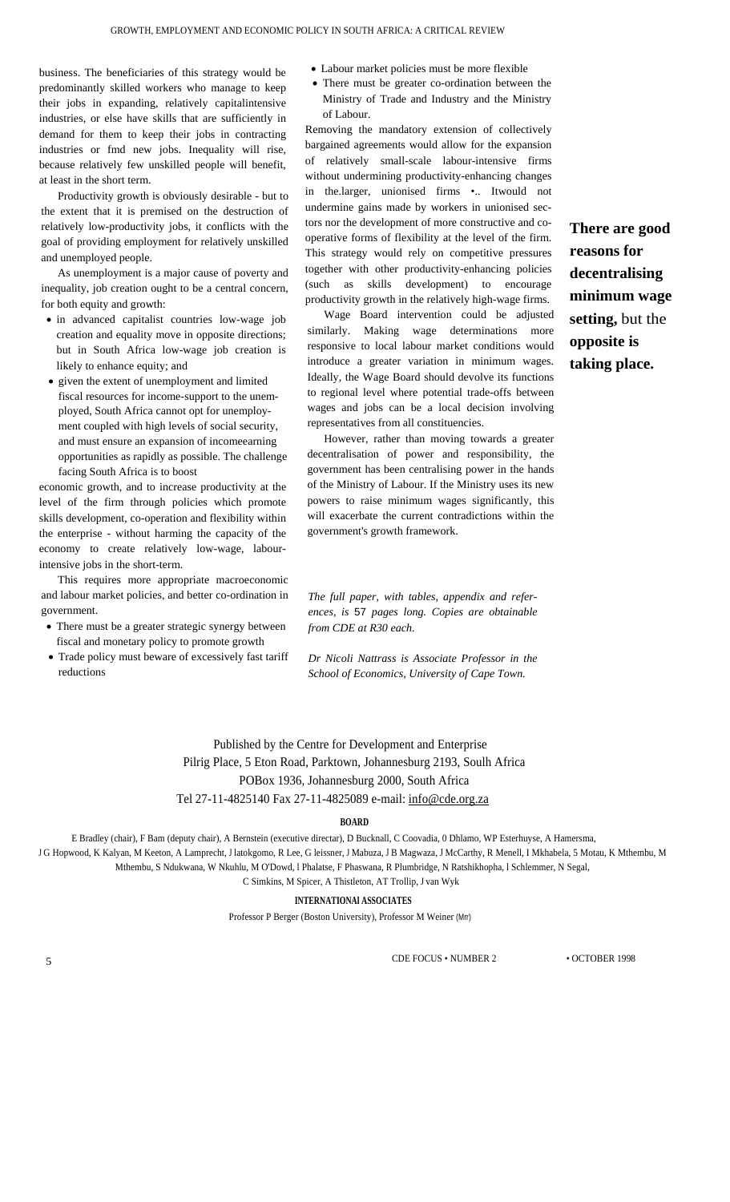business. The beneficiaries of this strategy would be predominantly skilled workers who manage to keep their jobs in expanding, relatively capitalintensive industries, or else have skills that are sufficiently in demand for them to keep their jobs in contracting industries or fmd new jobs. Inequality will rise, because relatively few unskilled people will benefit, at least in the short term.

Productivity growth is obviously desirable - but to the extent that it is premised on the destruction of relatively low-productivity jobs, it conflicts with the goal of providing employment for relatively unskilled and unemployed people.

As unemployment is a major cause of poverty and inequality, job creation ought to be a central concern, for both equity and growth:

- in advanced capitalist countries low-wage job creation and equality move in opposite directions; but in South Africa low-wage job creation is likely to enhance equity; and
- given the extent of unemployment and limited fiscal resources for income-support to the unemployed, South Africa cannot opt for unemployment coupled with high levels of social security, and must ensure an expansion of incomeearning opportunities as rapidly as possible. The challenge facing South Africa is to boost

economic growth, and to increase productivity at the level of the firm through policies which promote skills development, co-operation and flexibility within the enterprise - without harming the capacity of the economy to create relatively low-wage, labour-intensive jobs in the short-term.

This requires more appropriate macroeconomic and labour market policies, and better co-ordination in government.

- There must be a greater strategic synergy between fiscal and monetary policy to promote growth
- Trade policy must beware of excessively fast tariff reductions
- Labour market policies must be more flexible
- There must be greater co-ordination between the Ministry of Trade and Industry and the Ministry of Labour.

Removing the mandatory extension of collectively bargained agreements would allow for the expansion of relatively small-scale labour-intensive firms without undermining productivity-enhancing changes in the.larger, unionised firms •.. Itwould not undermine gains made by workers in unionised sectors nor the development of more constructive and co-operative forms of flexibility at the level of the firm. This strategy would rely on competitive pressures together with other productivity-enhancing policies (such as skills development) to encourage productivity growth in the relatively high-wage firms.

Wage Board intervention could be adjusted similarly. Making wage determinations more responsive to local labour market conditions would introduce a greater variation in minimum wages. Ideally, the Wage Board should devolve its functions to regional level where potential trade-offs between wages and jobs can be a local decision involving representatives from all constituencies.

However, rather than moving towards a greater decentralisation of power and responsibility, the government has been centralising power in the hands of the Ministry of Labour. If the Ministry uses its new powers to raise minimum wages significantly, this will exacerbate the current contradictions within the government's growth framework.

**There are good reasons for decentralising minimum wage setting,** but the **opposite is taking place.**

*The full paper, with tables, appendix and references, is 57 pages long. Copies are obtainable from CDE at R30 each.*

*Dr Nicoli Nattrass is Associate Professor in the School of Economics, University of Cape Town.*

Published by the Centre for Development and Enterprise
Pilrig Place, 5 Eton Road, Parktown, Johannesburg 2193, Soulh Africa
POBox 1936, Johannesburg 2000, South Africa
Tel 27-11-4825140 Fax 27-11-4825089 e-mail: info@cde.org.za

**BOARD**

E Bradley (chair), F Bam (deputy chair), A Bernstein (executive directar), D Bucknall, C Coovadia, 0 Dhlamo, WP Esterhuyse, A Hamersma, J G Hopwood, K Kalyan, M Keeton, A Lamprecht, J latokgomo, R Lee, G leissner, J Mabuza, J B Magwaza, J McCarthy, R Menell, I Mkhabela, 5 Motau, K Mthembu, M Mthembu, S Ndukwana, W Nkuhlu, M O'Dowd, l Phalatse, F Phaswana, R Plumbridge, N Ratshikhopha, l Schlemmer, N Segal, C Simkins, M Spicer, A Thistleton, AT Trollip, J van Wyk

**INTERNATIONAl ASSOCIATES**

Professor P Berger (Boston University), Professor M Weiner (Mrr)